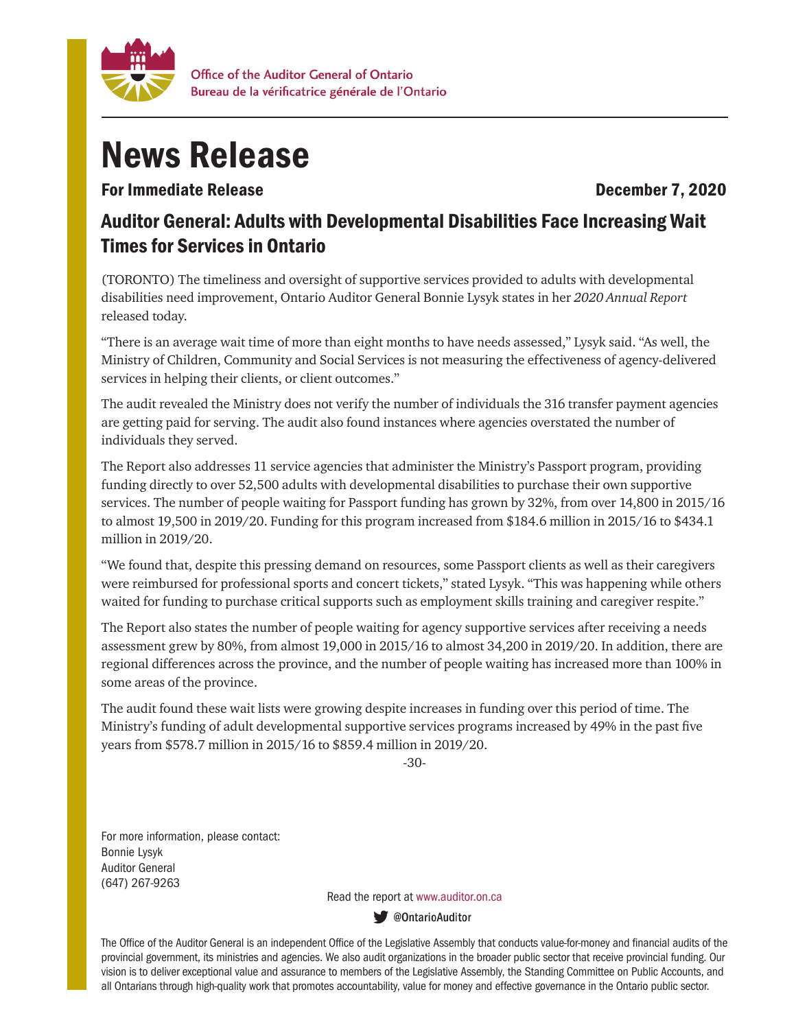Office of the Auditor General of Ontario
Bureau de la vérificatrice générale de l'Ontario

# News Release

**For Immediate Release** **December 7, 2020**

## Auditor General: Adults with Developmental Disabilities Face Increasing Wait Times for Services in Ontario

(TORONTO) The timeliness and oversight of supportive services provided to adults with developmental disabilities need improvement, Ontario Auditor General Bonnie Lysyk states in her *2020 Annual Report* released today.

"There is an average wait time of more than eight months to have needs assessed," Lysyk said. "As well, the Ministry of Children, Community and Social Services is not measuring the effectiveness of agency-delivered services in helping their clients, or client outcomes."

The audit revealed the Ministry does not verify the number of individuals the 316 transfer payment agencies are getting paid for serving. The audit also found instances where agencies overstated the number of individuals they served.

The Report also addresses 11 service agencies that administer the Ministry's Passport program, providing funding directly to over 52,500 adults with developmental disabilities to purchase their own supportive services. The number of people waiting for Passport funding has grown by 32%, from over 14,800 in 2015/16 to almost 19,500 in 2019/20. Funding for this program increased from $184.6 million in 2015/16 to $434.1 million in 2019/20.

"We found that, despite this pressing demand on resources, some Passport clients as well as their caregivers were reimbursed for professional sports and concert tickets," stated Lysyk. "This was happening while others waited for funding to purchase critical supports such as employment skills training and caregiver respite."

The Report also states the number of people waiting for agency supportive services after receiving a needs assessment grew by 80%, from almost 19,000 in 2015/16 to almost 34,200 in 2019/20. In addition, there are regional differences across the province, and the number of people waiting has increased more than 100% in some areas of the province.

The audit found these wait lists were growing despite increases in funding over this period of time. The Ministry's funding of adult developmental supportive services programs increased by 49% in the past five years from $578.7 million in 2015/16 to $859.4 million in 2019/20.

-30-

For more information, please contact:
Bonnie Lysyk
Auditor General
(647) 267-9263

Read the report at www.auditor.on.ca

@OntarioAuditor

The Office of the Auditor General is an independent Office of the Legislative Assembly that conducts value-for-money and financial audits of the provincial government, its ministries and agencies. We also audit organizations in the broader public sector that receive provincial funding. Our vision is to deliver exceptional value and assurance to members of the Legislative Assembly, the Standing Committee on Public Accounts, and all Ontarians through high-quality work that promotes accountability, value for money and effective governance in the Ontario public sector.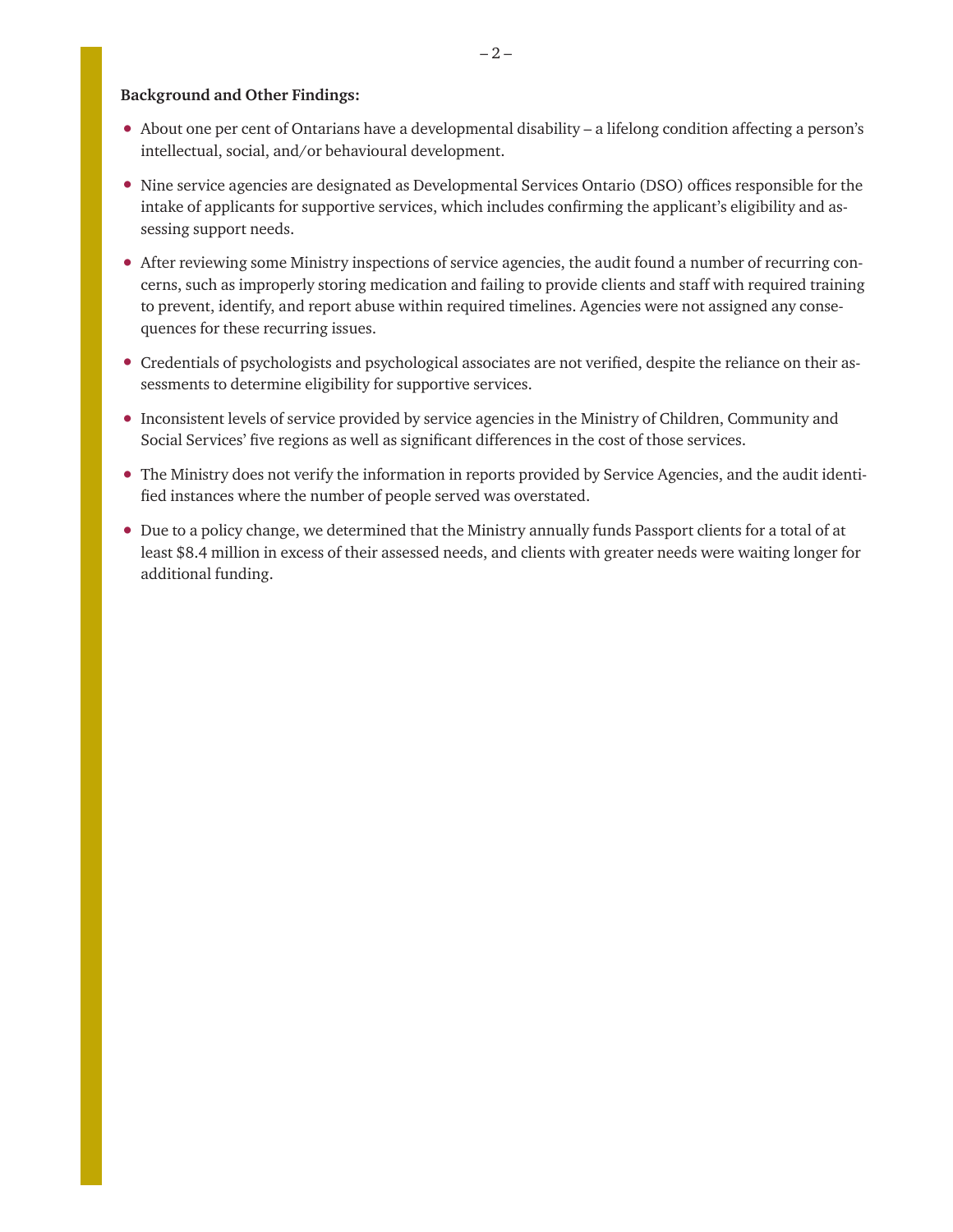**Background and Other Findings:**

- About one per cent of Ontarians have a developmental disability – a lifelong condition affecting a person's intellectual, social, and/or behavioural development.
- Nine service agencies are designated as Developmental Services Ontario (DSO) offices responsible for the intake of applicants for supportive services, which includes confirming the applicant's eligibility and assessing support needs.
- After reviewing some Ministry inspections of service agencies, the audit found a number of recurring concerns, such as improperly storing medication and failing to provide clients and staff with required training to prevent, identify, and report abuse within required timelines. Agencies were not assigned any consequences for these recurring issues.
- Credentials of psychologists and psychological associates are not verified, despite the reliance on their assessments to determine eligibility for supportive services.
- Inconsistent levels of service provided by service agencies in the Ministry of Children, Community and Social Services' five regions as well as significant differences in the cost of those services.
- The Ministry does not verify the information in reports provided by Service Agencies, and the audit identified instances where the number of people served was overstated.
- Due to a policy change, we determined that the Ministry annually funds Passport clients for a total of at least $8.4 million in excess of their assessed needs, and clients with greater needs were waiting longer for additional funding.